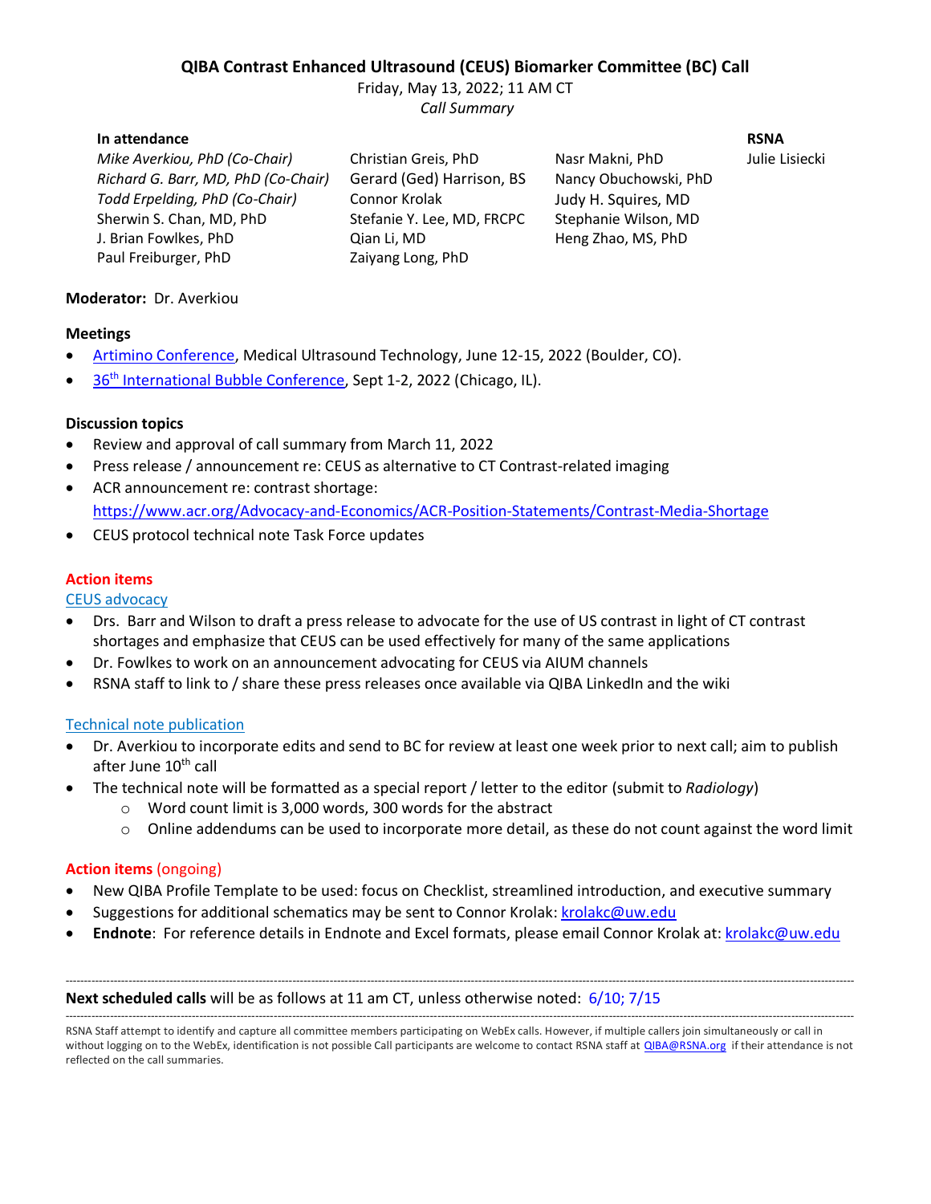# QIBA Contrast Enhanced Ultrasound (CEUS) Biomarker Committee (BC) Call

Friday, May 13, 2022; 11 AM CT

*Call Summary*

**In attendance**

| | | | **RSNA** |
|---|---|---|---|
| *Mike Averkiou, PhD (Co-Chair)* | Christian Greis, PhD | Nasr Makni, PhD | Julie Lisiecki |
| *Richard G. Barr, MD, PhD (Co-Chair)* | Gerard (Ged) Harrison, BS | Nancy Obuchowski, PhD | |
| *Todd Erpelding, PhD (Co-Chair)* | Connor Krolak | Judy H. Squires, MD | |
| Sherwin S. Chan, MD, PhD | Stefanie Y. Lee, MD, FRCPC | Stephanie Wilson, MD | |
| J. Brian Fowlkes, PhD | Qian Li, MD | Heng Zhao, MS, PhD | |
| Paul Freiburger, PhD | Zaiyang Long, PhD | | |

**Moderator:** Dr. Averkiou

**Meetings**

- Artimino Conference, Medical Ultrasound Technology, June 12-15, 2022 (Boulder, CO).
- 36th International Bubble Conference, Sept 1-2, 2022 (Chicago, IL).

**Discussion topics**

- Review and approval of call summary from March 11, 2022
- Press release / announcement re: CEUS as alternative to CT Contrast-related imaging
- ACR announcement re: contrast shortage: https://www.acr.org/Advocacy-and-Economics/ACR-Position-Statements/Contrast-Media-Shortage
- CEUS protocol technical note Task Force updates

**Action items**

CEUS advocacy

- Drs. Barr and Wilson to draft a press release to advocate for the use of US contrast in light of CT contrast shortages and emphasize that CEUS can be used effectively for many of the same applications
- Dr. Fowlkes to work on an announcement advocating for CEUS via AIUM channels
- RSNA staff to link to / share these press releases once available via QIBA LinkedIn and the wiki

Technical note publication

- Dr. Averkiou to incorporate edits and send to BC for review at least one week prior to next call; aim to publish after June 10th call
- The technical note will be formatted as a special report / letter to the editor (submit to *Radiology*)
    - Word count limit is 3,000 words, 300 words for the abstract
    - Online addendums can be used to incorporate more detail, as these do not count against the word limit

**Action items** (ongoing)

- New QIBA Profile Template to be used: focus on Checklist, streamlined introduction, and executive summary
- Suggestions for additional schematics may be sent to Connor Krolak: krolakc@uw.edu
- **Endnote**: For reference details in Endnote and Excel formats, please email Connor Krolak at: krolakc@uw.edu

---

**Next scheduled calls** will be as follows at 11 am CT, unless otherwise noted: 6/10; 7/15

---

RSNA Staff attempt to identify and capture all committee members participating on WebEx calls. However, if multiple callers join simultaneously or call in without logging on to the WebEx, identification is not possible Call participants are welcome to contact RSNA staff at QIBA@RSNA.org if their attendance is not reflected on the call summaries.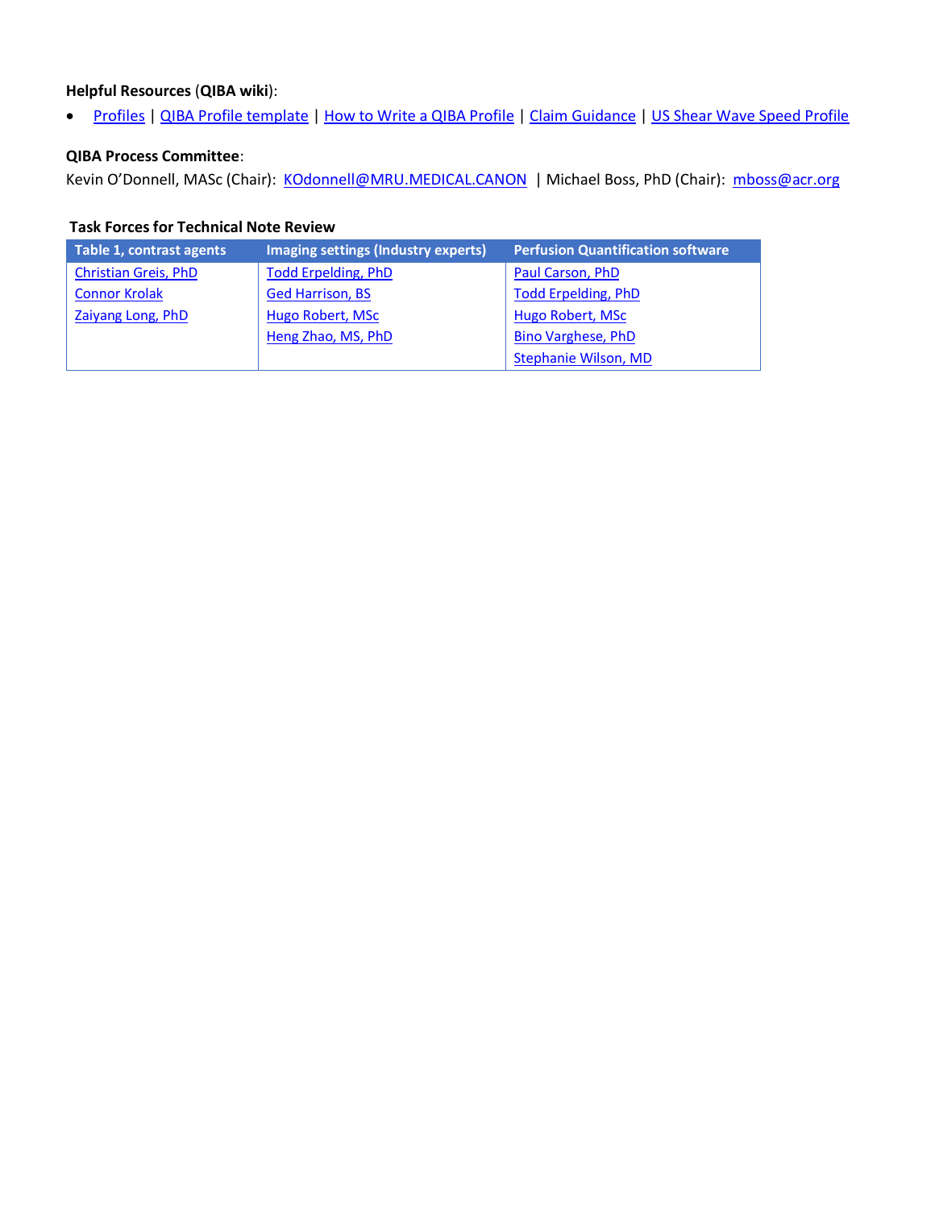**Helpful Resources** (**QIBA wiki**):

- Profiles | QIBA Profile template | How to Write a QIBA Profile | Claim Guidance | US Shear Wave Speed Profile

**QIBA Process Committee**:

Kevin O'Donnell, MASc (Chair): KOdonnell@MRU.MEDICAL.CANON | Michael Boss, PhD (Chair): mboss@acr.org

**Task Forces for Technical Note Review**

| Table 1, contrast agents | Imaging settings (Industry experts) | Perfusion Quantification software |
|---|---|---|
| Christian Greis, PhD | Todd Erpelding, PhD | Paul Carson, PhD |
| Connor Krolak | Ged Harrison, BS | Todd Erpelding, PhD |
| Zaiyang Long, PhD | Hugo Robert, MSc | Hugo Robert, MSc |
| | Heng Zhao, MS, PhD | Bino Varghese, PhD |
| | | Stephanie Wilson, MD |